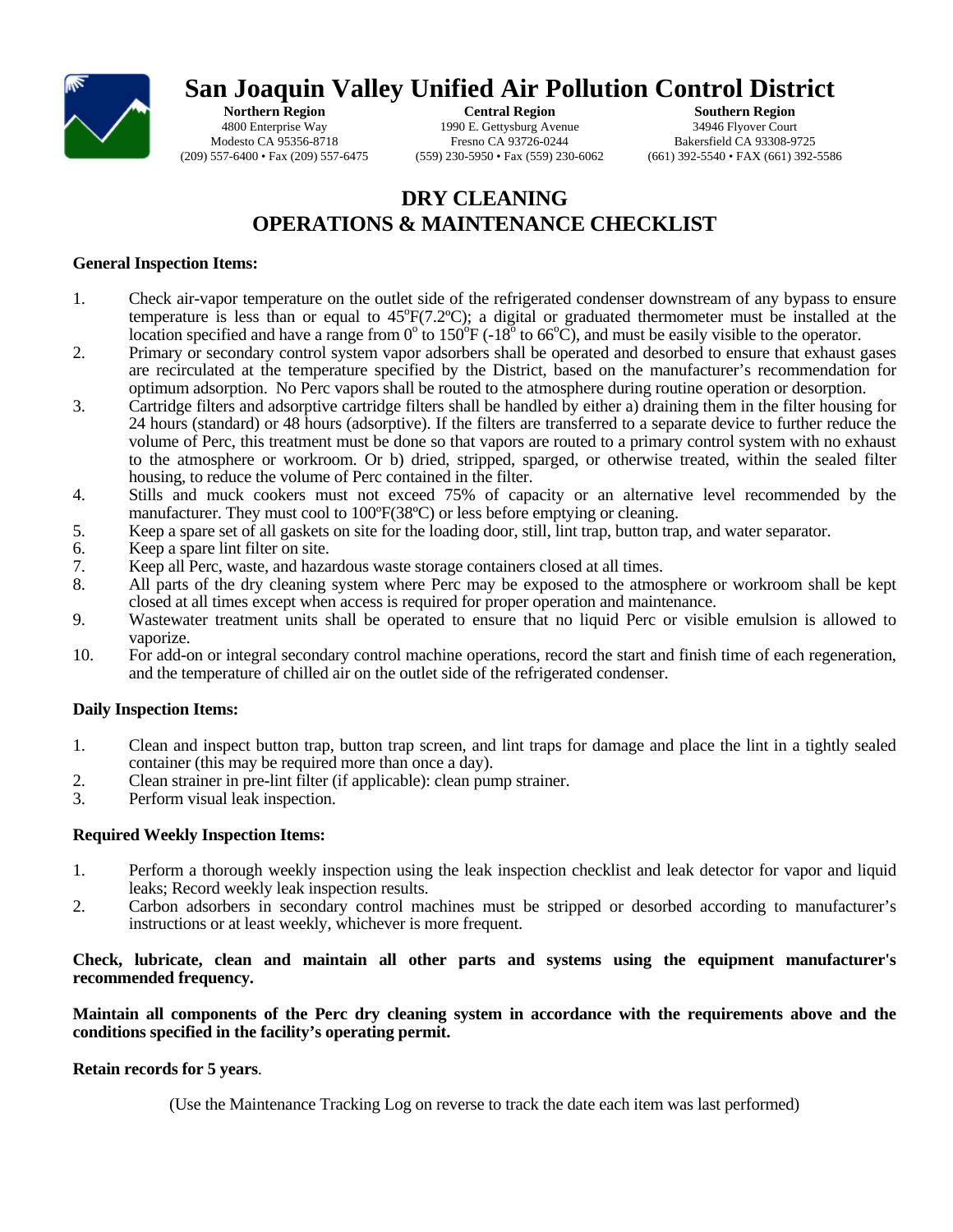# San Joaquin Valley Unified Air Pollution Control District

**Northern Region**
4800 Enterprise Way
Modesto CA 95356-8718
(209) 557-6400 • Fax (209) 557-6475

**Central Region**
1990 E. Gettysburg Avenue
Fresno CA 93726-0244
(559) 230-5950 • Fax (559) 230-6062

**Southern Region**
34946 Flyover Court
Bakersfield CA 93308-9725
(661) 392-5540 • FAX (661) 392-5586

## DRY CLEANING
## OPERATIONS & MAINTENANCE CHECKLIST

**General Inspection Items:**

1. Check air-vapor temperature on the outlet side of the refrigerated condenser downstream of any bypass to ensure temperature is less than or equal to 45ºF(7.2ºC); a digital or graduated thermometer must be installed at the location specified and have a range from 0º to 150ºF (-18º to 66ºC), and must be easily visible to the operator.
2. Primary or secondary control system vapor adsorbers shall be operated and desorbed to ensure that exhaust gases are recirculated at the temperature specified by the District, based on the manufacturer's recommendation for optimum adsorption. No Perc vapors shall be routed to the atmosphere during routine operation or desorption.
3. Cartridge filters and adsorptive cartridge filters shall be handled by either a) draining them in the filter housing for 24 hours (standard) or 48 hours (adsorptive). If the filters are transferred to a separate device to further reduce the volume of Perc, this treatment must be done so that vapors are routed to a primary control system with no exhaust to the atmosphere or workroom. Or b) dried, stripped, sparged, or otherwise treated, within the sealed filter housing, to reduce the volume of Perc contained in the filter.
4. Stills and muck cookers must not exceed 75% of capacity or an alternative level recommended by the manufacturer. They must cool to 100ºF(38ºC) or less before emptying or cleaning.
5. Keep a spare set of all gaskets on site for the loading door, still, lint trap, button trap, and water separator.
6. Keep a spare lint filter on site.
7. Keep all Perc, waste, and hazardous waste storage containers closed at all times.
8. All parts of the dry cleaning system where Perc may be exposed to the atmosphere or workroom shall be kept closed at all times except when access is required for proper operation and maintenance.
9. Wastewater treatment units shall be operated to ensure that no liquid Perc or visible emulsion is allowed to vaporize.
10. For add-on or integral secondary control machine operations, record the start and finish time of each regeneration, and the temperature of chilled air on the outlet side of the refrigerated condenser.

**Daily Inspection Items:**

1. Clean and inspect button trap, button trap screen, and lint traps for damage and place the lint in a tightly sealed container (this may be required more than once a day).
2. Clean strainer in pre-lint filter (if applicable): clean pump strainer.
3. Perform visual leak inspection.

**Required Weekly Inspection Items:**

1. Perform a thorough weekly inspection using the leak inspection checklist and leak detector for vapor and liquid leaks; Record weekly leak inspection results.
2. Carbon adsorbers in secondary control machines must be stripped or desorbed according to manufacturer's instructions or at least weekly, whichever is more frequent.

**Check, lubricate, clean and maintain all other parts and systems using the equipment manufacturer's recommended frequency.**

**Maintain all components of the Perc dry cleaning system in accordance with the requirements above and the conditions specified in the facility's operating permit.**

**Retain records for 5 years**.

(Use the Maintenance Tracking Log on reverse to track the date each item was last performed)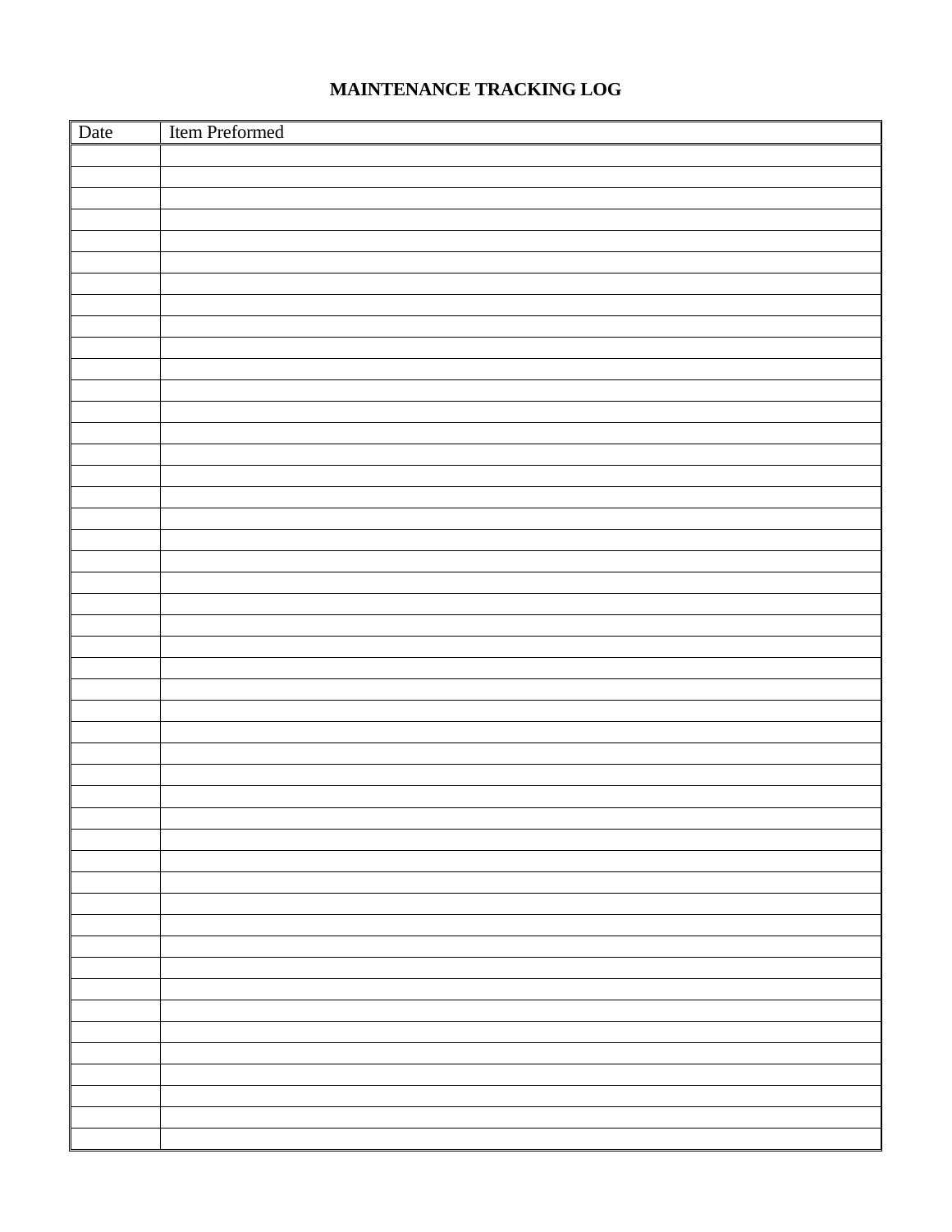**MAINTENANCE TRACKING LOG**

| Date | Item Preformed |
|---|---|
| | |
| | |
| | |
| | |
| | |
| | |
| | |
| | |
| | |
| | |
| | |
| | |
| | |
| | |
| | |
| | |
| | |
| | |
| | |
| | |
| | |
| | |
| | |
| | |
| | |
| | |
| | |
| | |
| | |
| | |
| | |
| | |
| | |
| | |
| | |
| | |
| | |
| | |
| | |
| | |
| | |
| | |
| | |
| | |
| | |
| | |
| | |